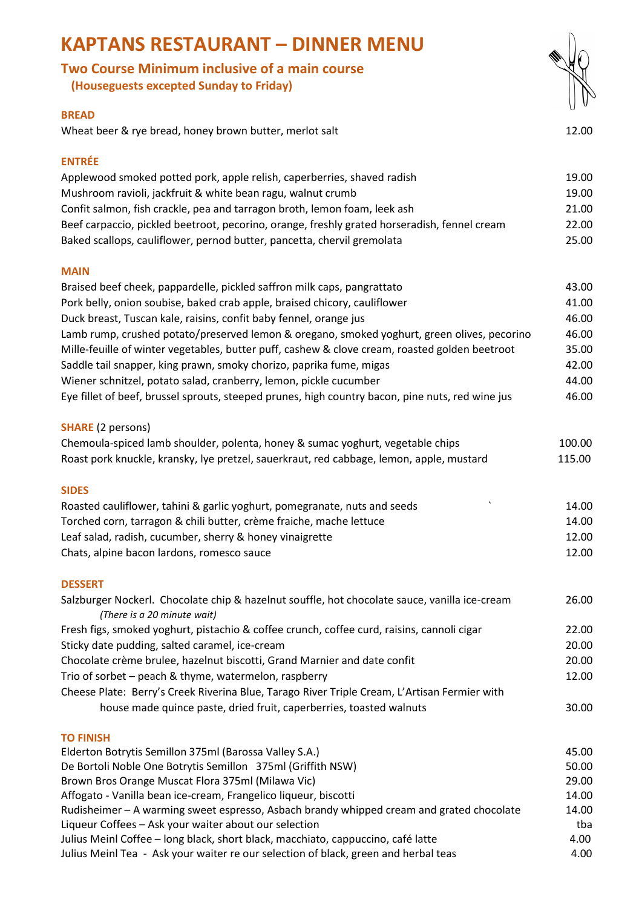# KAPTANS RESTAURANT – DINNER MENU

## Two Course Minimum inclusive of a main course

**(Houseguests excepted Sunday to Friday)**

### BREAD

| | |
|---|---|
| Wheat beer & rye bread, honey brown butter, merlot salt | 12.00 |

### ENTRÉE

| | |
|---|---|
| Applewood smoked potted pork, apple relish, caperberries, shaved radish | 19.00 |
| Mushroom ravioli, jackfruit & white bean ragu, walnut crumb | 19.00 |
| Confit salmon, fish crackle, pea and tarragon broth, lemon foam, leek ash | 21.00 |
| Beef carpaccio, pickled beetroot, pecorino, orange, freshly grated horseradish, fennel cream | 22.00 |
| Baked scallops, cauliflower, pernod butter, pancetta, chervil gremolata | 25.00 |

### MAIN

| | |
|---|---|
| Braised beef cheek, pappardelle, pickled saffron milk caps, pangrattato | 43.00 |
| Pork belly, onion soubise, baked crab apple, braised chicory, cauliflower | 41.00 |
| Duck breast, Tuscan kale, raisins, confit baby fennel, orange jus | 46.00 |
| Lamb rump, crushed potato/preserved lemon & oregano, smoked yoghurt, green olives, pecorino | 46.00 |
| Mille-feuille of winter vegetables, butter puff, cashew & clove cream, roasted golden beetroot | 35.00 |
| Saddle tail snapper, king prawn, smoky chorizo, paprika fume, migas | 42.00 |
| Wiener schnitzel, potato salad, cranberry, lemon, pickle cucumber | 44.00 |
| Eye fillet of beef, brussel sprouts, steeped prunes, high country bacon, pine nuts, red wine jus | 46.00 |

### SHARE (2 persons)

| | |
|---|---|
| Chemoula-spiced lamb shoulder, polenta, honey & sumac yoghurt, vegetable chips | 100.00 |
| Roast pork knuckle, kransky, lye pretzel, sauerkraut, red cabbage, lemon, apple, mustard | 115.00 |

### SIDES

| | |
|---|---|
| Roasted cauliflower, tahini & garlic yoghurt, pomegranate, nuts and seeds | 14.00 |
| Torched corn, tarragon & chili butter, crème fraiche, mache lettuce | 14.00 |
| Leaf salad, radish, cucumber, sherry & honey vinaigrette | 12.00 |
| Chats, alpine bacon lardons, romesco sauce | 12.00 |

### DESSERT

| | |
|---|---|
| Salzburger Nockerl. Chocolate chip & hazelnut souffle, hot chocolate sauce, vanilla ice-cream *(There is a 20 minute wait)* | 26.00 |
| Fresh figs, smoked yoghurt, pistachio & coffee crunch, coffee curd, raisins, cannoli cigar | 22.00 |
| Sticky date pudding, salted caramel, ice-cream | 20.00 |
| Chocolate crème brulee, hazelnut biscotti, Grand Marnier and date confit | 20.00 |
| Trio of sorbet – peach & thyme, watermelon, raspberry | 12.00 |
| Cheese Plate: Berry's Creek Riverina Blue, Tarago River Triple Cream, L'Artisan Fermier with house made quince paste, dried fruit, caperberries, toasted walnuts | 30.00 |

### TO FINISH

| | |
|---|---|
| Elderton Botrytis Semillon 375ml (Barossa Valley S.A.) | 45.00 |
| De Bortoli Noble One Botrytis Semillon 375ml (Griffith NSW) | 50.00 |
| Brown Bros Orange Muscat Flora 375ml (Milawa Vic) | 29.00 |
| Affogato - Vanilla bean ice-cream, Frangelico liqueur, biscotti | 14.00 |
| Rudisheimer – A warming sweet espresso, Asbach brandy whipped cream and grated chocolate | 14.00 |
| Liqueur Coffees – Ask your waiter about our selection | tba |
| Julius Meinl Coffee – long black, short black, macchiato, cappuccino, café latte | 4.00 |
| Julius Meinl Tea - Ask your waiter re our selection of black, green and herbal teas | 4.00 |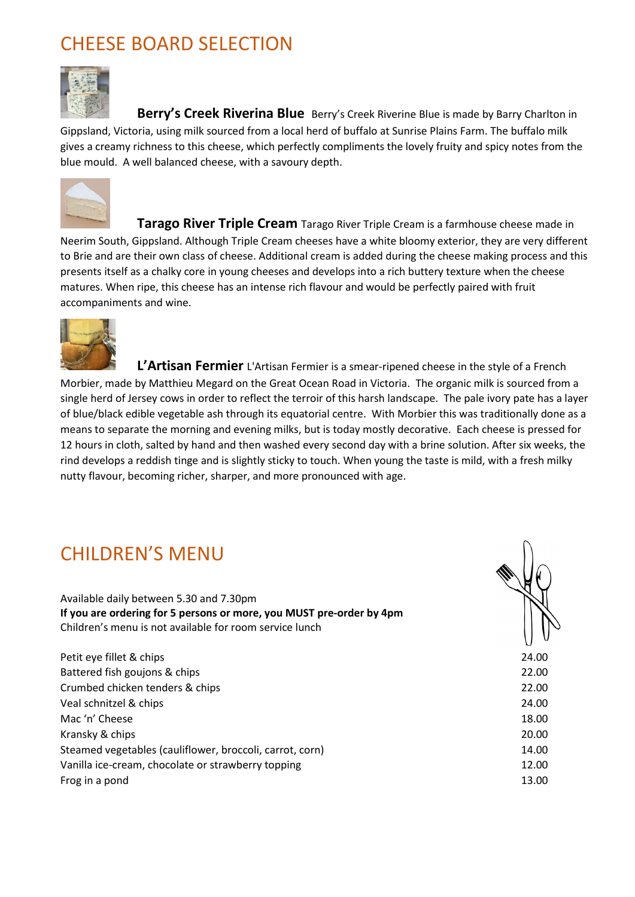# CHEESE BOARD SELECTION

**Berry's Creek Riverina Blue** Berry's Creek Riverine Blue is made by Barry Charlton in Gippsland, Victoria, using milk sourced from a local herd of buffalo at Sunrise Plains Farm. The buffalo milk gives a creamy richness to this cheese, which perfectly compliments the lovely fruity and spicy notes from the blue mould. A well balanced cheese, with a savoury depth.

**Tarago River Triple Cream** Tarago River Triple Cream is a farmhouse cheese made in Neerim South, Gippsland. Although Triple Cream cheeses have a white bloomy exterior, they are very different to Brie and are their own class of cheese. Additional cream is added during the cheese making process and this presents itself as a chalky core in young cheeses and develops into a rich buttery texture when the cheese matures. When ripe, this cheese has an intense rich flavour and would be perfectly paired with fruit accompaniments and wine.

**L'Artisan Fermier** L'Artisan Fermier is a smear-ripened cheese in the style of a French Morbier, made by Matthieu Megard on the Great Ocean Road in Victoria. The organic milk is sourced from a single herd of Jersey cows in order to reflect the terroir of this harsh landscape. The pale ivory pate has a layer of blue/black edible vegetable ash through its equatorial centre. With Morbier this was traditionally done as a means to separate the morning and evening milks, but is today mostly decorative. Each cheese is pressed for 12 hours in cloth, salted by hand and then washed every second day with a brine solution. After six weeks, the rind develops a reddish tinge and is slightly sticky to touch. When young the taste is mild, with a fresh milky nutty flavour, becoming richer, sharper, and more pronounced with age.

# CHILDREN'S MENU

Available daily between 5.30 and 7.30pm
**If you are ordering for 5 persons or more, you MUST pre-order by 4pm**
Children's menu is not available for room service lunch

| | |
|---|---|
| Petit eye fillet & chips | 24.00 |
| Battered fish goujons & chips | 22.00 |
| Crumbed chicken tenders & chips | 22.00 |
| Veal schnitzel & chips | 24.00 |
| Mac 'n' Cheese | 18.00 |
| Kransky & chips | 20.00 |
| Steamed vegetables (cauliflower, broccoli, carrot, corn) | 14.00 |
| Vanilla ice-cream, chocolate or strawberry topping | 12.00 |
| Frog in a pond | 13.00 |